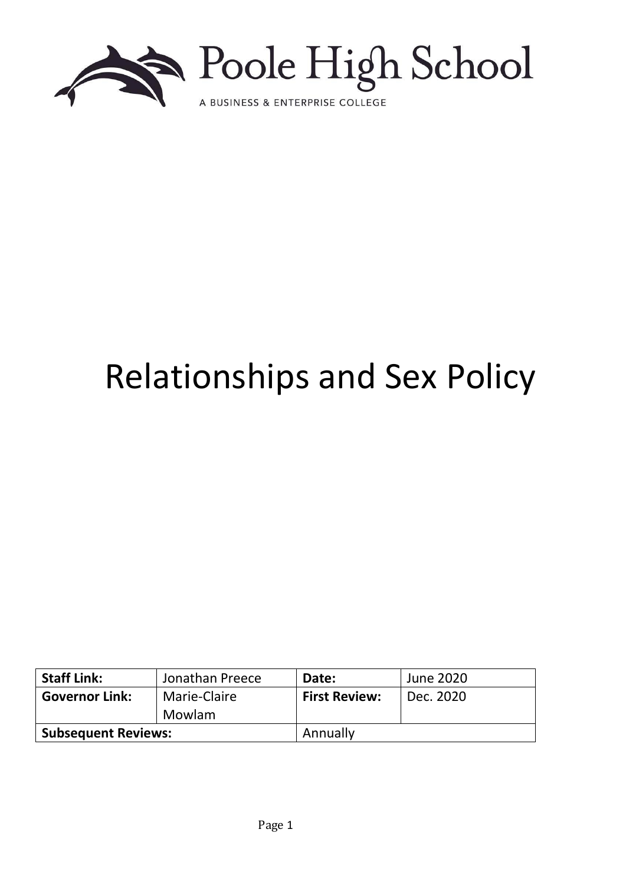Poole High School

A BUSINESS & ENTERPRISE COLLEGE

# Relationships and Sex Policy

| Staff Link: | Jonathan Preece | Date: | June 2020 |
| --- | --- | --- | --- |
| Governor Link: | Marie-Claire Mowlam | First Review: | Dec. 2020 |
| Subsequent Reviews: | | Annually | |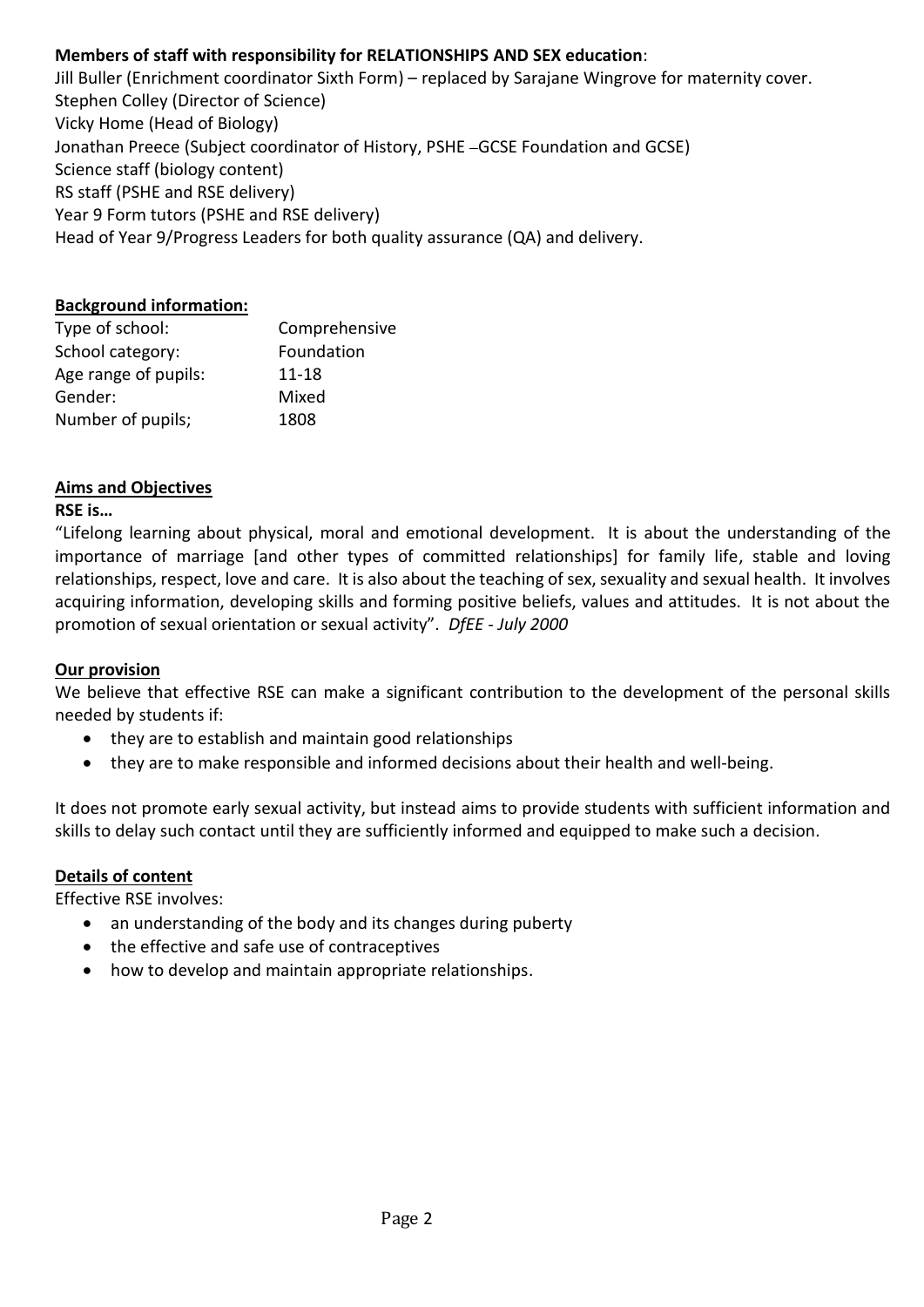**Members of staff with responsibility for RELATIONSHIPS AND SEX education**:

Jill Buller (Enrichment coordinator Sixth Form) – replaced by Sarajane Wingrove for maternity cover.
Stephen Colley (Director of Science)
Vicky Home (Head of Biology)
Jonathan Preece (Subject coordinator of History, PSHE –GCSE Foundation and GCSE)
Science staff (biology content)
RS staff (PSHE and RSE delivery)
Year 9 Form tutors (PSHE and RSE delivery)
Head of Year 9/Progress Leaders for both quality assurance (QA) and delivery.

## Background information:

| | |
|---|---|
| Type of school: | Comprehensive |
| School category: | Foundation |
| Age range of pupils: | 11-18 |
| Gender: | Mixed |
| Number of pupils; | 1808 |

## Aims and Objectives

**RSE is…**

"Lifelong learning about physical, moral and emotional development. It is about the understanding of the importance of marriage [and other types of committed relationships] for family life, stable and loving relationships, respect, love and care. It is also about the teaching of sex, sexuality and sexual health. It involves acquiring information, developing skills and forming positive beliefs, values and attitudes. It is not about the promotion of sexual orientation or sexual activity". *DfEE - July 2000*

## Our provision

We believe that effective RSE can make a significant contribution to the development of the personal skills needed by students if:

- they are to establish and maintain good relationships
- they are to make responsible and informed decisions about their health and well-being.

It does not promote early sexual activity, but instead aims to provide students with sufficient information and skills to delay such contact until they are sufficiently informed and equipped to make such a decision.

## Details of content

Effective RSE involves:

- an understanding of the body and its changes during puberty
- the effective and safe use of contraceptives
- how to develop and maintain appropriate relationships.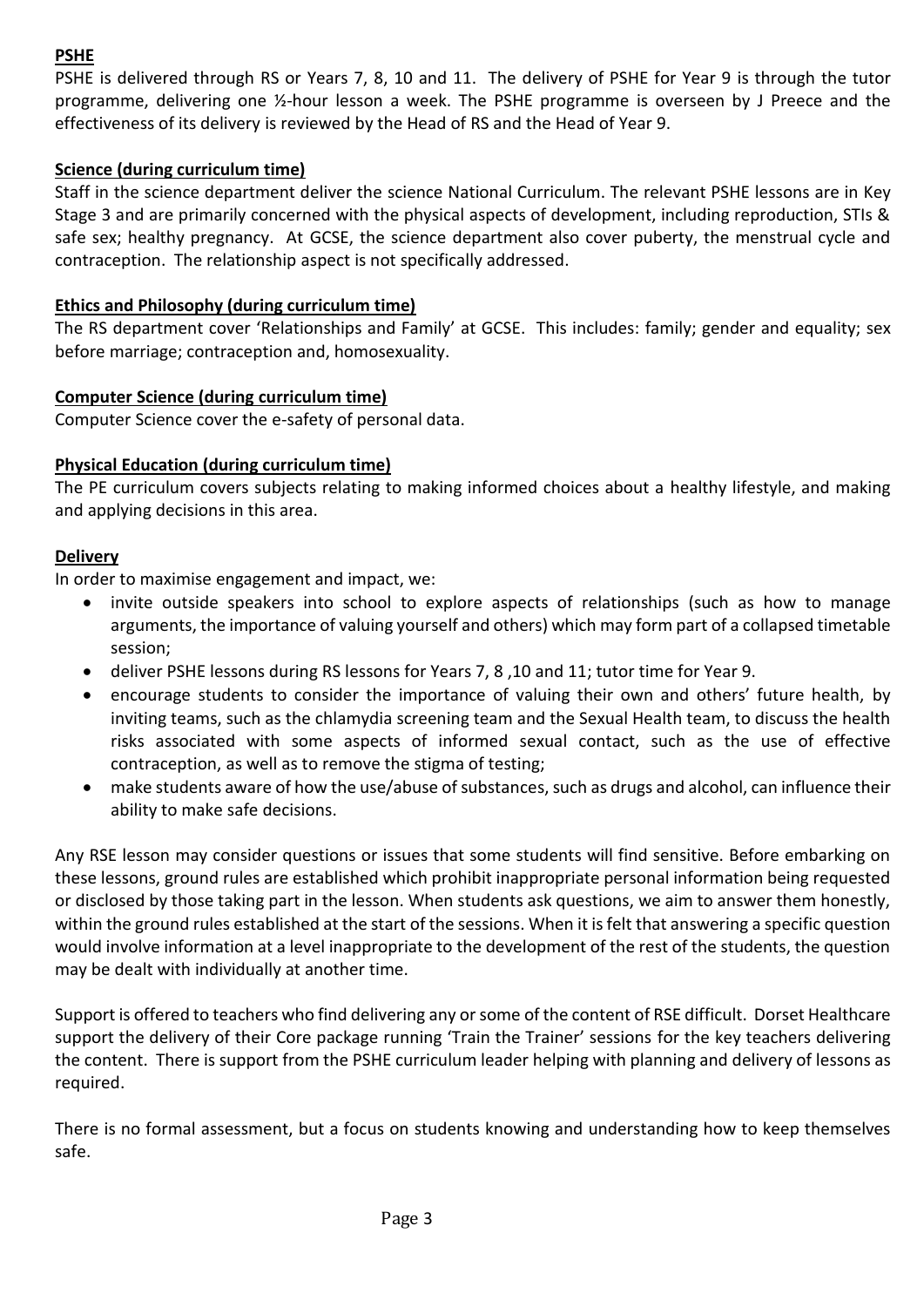**PSHE**

PSHE is delivered through RS or Years 7, 8, 10 and 11. The delivery of PSHE for Year 9 is through the tutor programme, delivering one ½-hour lesson a week. The PSHE programme is overseen by J Preece and the effectiveness of its delivery is reviewed by the Head of RS and the Head of Year 9.

**Science (during curriculum time)**

Staff in the science department deliver the science National Curriculum. The relevant PSHE lessons are in Key Stage 3 and are primarily concerned with the physical aspects of development, including reproduction, STIs & safe sex; healthy pregnancy. At GCSE, the science department also cover puberty, the menstrual cycle and contraception. The relationship aspect is not specifically addressed.

**Ethics and Philosophy (during curriculum time)**

The RS department cover 'Relationships and Family' at GCSE. This includes: family; gender and equality; sex before marriage; contraception and, homosexuality.

**Computer Science (during curriculum time)**

Computer Science cover the e-safety of personal data.

**Physical Education (during curriculum time)**

The PE curriculum covers subjects relating to making informed choices about a healthy lifestyle, and making and applying decisions in this area.

**Delivery**

In order to maximise engagement and impact, we:

- invite outside speakers into school to explore aspects of relationships (such as how to manage arguments, the importance of valuing yourself and others) which may form part of a collapsed timetable session;
- deliver PSHE lessons during RS lessons for Years 7, 8 ,10 and 11; tutor time for Year 9.
- encourage students to consider the importance of valuing their own and others' future health, by inviting teams, such as the chlamydia screening team and the Sexual Health team, to discuss the health risks associated with some aspects of informed sexual contact, such as the use of effective contraception, as well as to remove the stigma of testing;
- make students aware of how the use/abuse of substances, such as drugs and alcohol, can influence their ability to make safe decisions.

Any RSE lesson may consider questions or issues that some students will find sensitive. Before embarking on these lessons, ground rules are established which prohibit inappropriate personal information being requested or disclosed by those taking part in the lesson. When students ask questions, we aim to answer them honestly, within the ground rules established at the start of the sessions. When it is felt that answering a specific question would involve information at a level inappropriate to the development of the rest of the students, the question may be dealt with individually at another time.

Support is offered to teachers who find delivering any or some of the content of RSE difficult. Dorset Healthcare support the delivery of their Core package running 'Train the Trainer' sessions for the key teachers delivering the content. There is support from the PSHE curriculum leader helping with planning and delivery of lessons as required.

There is no formal assessment, but a focus on students knowing and understanding how to keep themselves safe.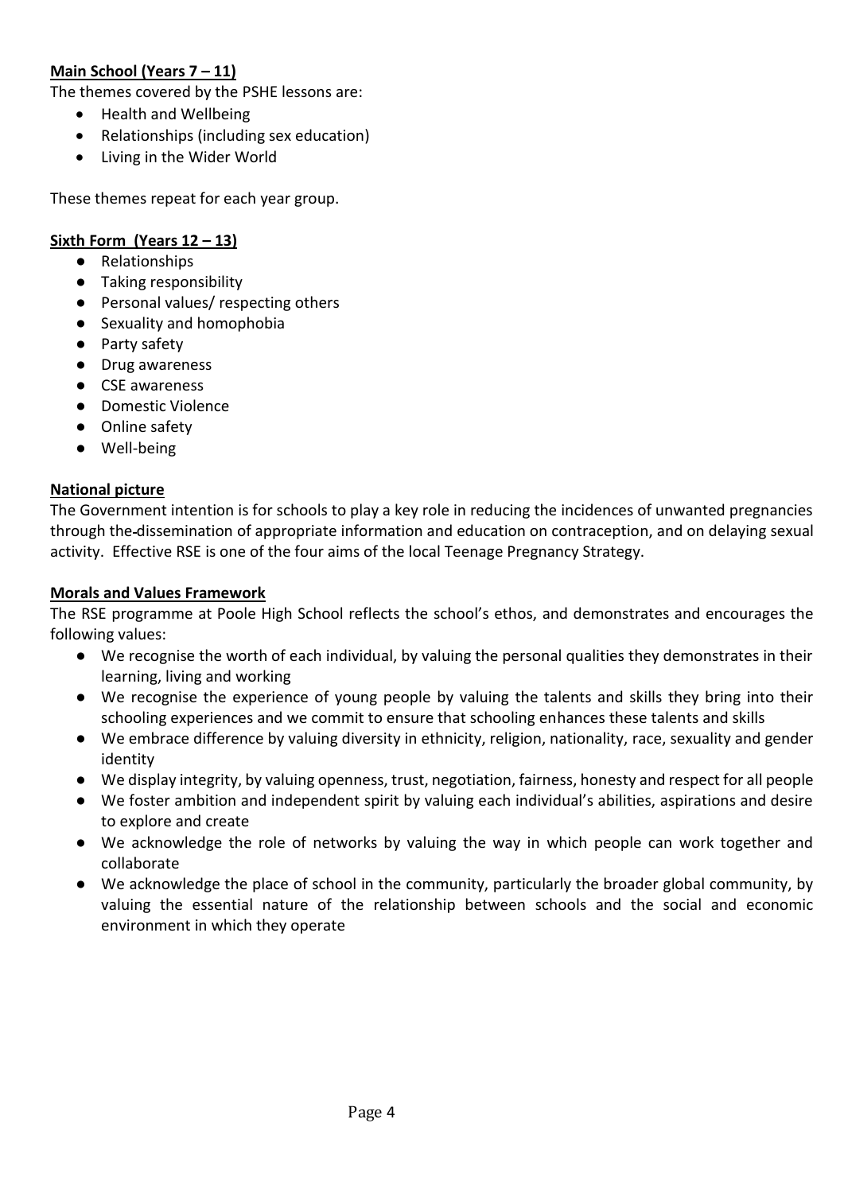## Main School (Years 7 – 11)

The themes covered by the PSHE lessons are:

- Health and Wellbeing
- Relationships (including sex education)
- Living in the Wider World

These themes repeat for each year group.

## Sixth Form (Years 12 – 13)

- Relationships
- Taking responsibility
- Personal values/ respecting others
- Sexuality and homophobia
- Party safety
- Drug awareness
- CSE awareness
- Domestic Violence
- Online safety
- Well-being

## National picture

The Government intention is for schools to play a key role in reducing the incidences of unwanted pregnancies through the dissemination of appropriate information and education on contraception, and on delaying sexual activity. Effective RSE is one of the four aims of the local Teenage Pregnancy Strategy.

## Morals and Values Framework

The RSE programme at Poole High School reflects the school's ethos, and demonstrates and encourages the following values:

- We recognise the worth of each individual, by valuing the personal qualities they demonstrates in their learning, living and working
- We recognise the experience of young people by valuing the talents and skills they bring into their schooling experiences and we commit to ensure that schooling enhances these talents and skills
- We embrace difference by valuing diversity in ethnicity, religion, nationality, race, sexuality and gender identity
- We display integrity, by valuing openness, trust, negotiation, fairness, honesty and respect for all people
- We foster ambition and independent spirit by valuing each individual's abilities, aspirations and desire to explore and create
- We acknowledge the role of networks by valuing the way in which people can work together and collaborate
- We acknowledge the place of school in the community, particularly the broader global community, by valuing the essential nature of the relationship between schools and the social and economic environment in which they operate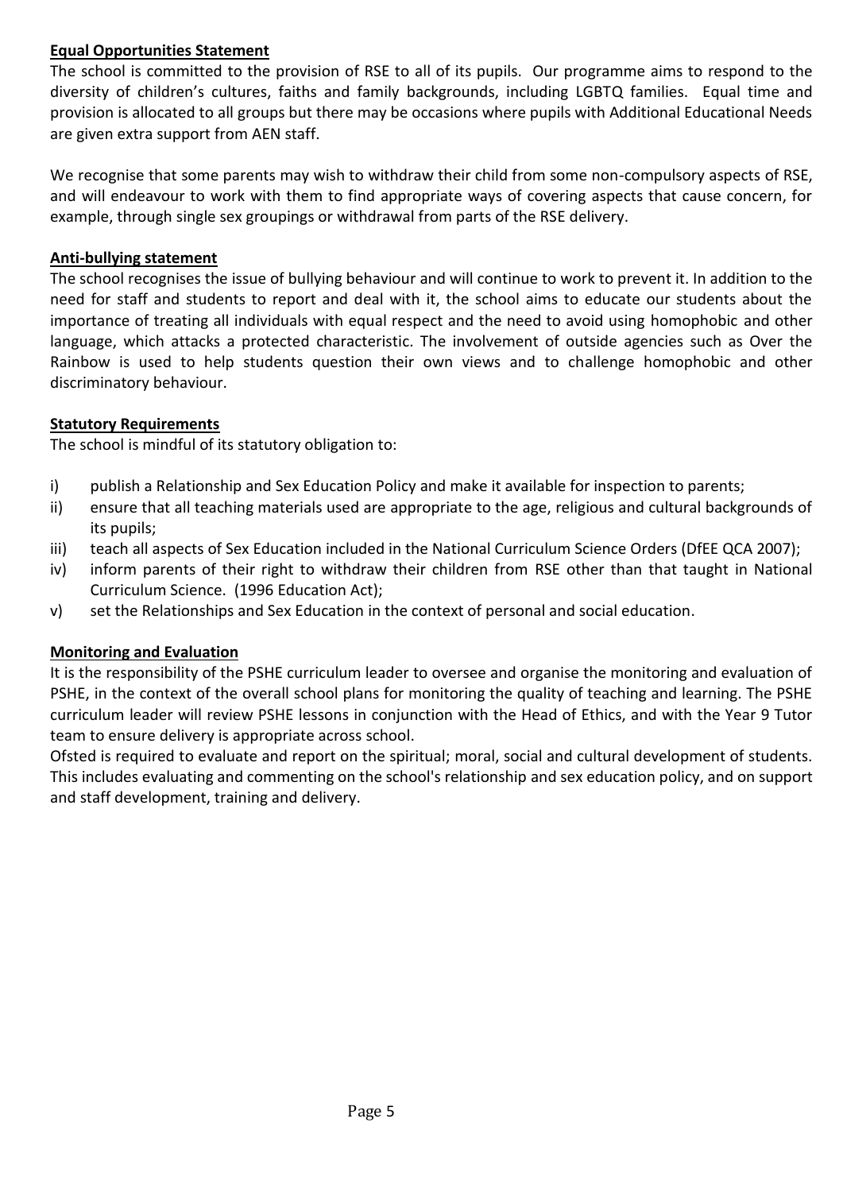**Equal Opportunities Statement**

The school is committed to the provision of RSE to all of its pupils. Our programme aims to respond to the diversity of children's cultures, faiths and family backgrounds, including LGBTQ families. Equal time and provision is allocated to all groups but there may be occasions where pupils with Additional Educational Needs are given extra support from AEN staff.

We recognise that some parents may wish to withdraw their child from some non-compulsory aspects of RSE, and will endeavour to work with them to find appropriate ways of covering aspects that cause concern, for example, through single sex groupings or withdrawal from parts of the RSE delivery.

**Anti-bullying statement**

The school recognises the issue of bullying behaviour and will continue to work to prevent it. In addition to the need for staff and students to report and deal with it, the school aims to educate our students about the importance of treating all individuals with equal respect and the need to avoid using homophobic and other language, which attacks a protected characteristic. The involvement of outside agencies such as Over the Rainbow is used to help students question their own views and to challenge homophobic and other discriminatory behaviour.

**Statutory Requirements**

The school is mindful of its statutory obligation to:

i) publish a Relationship and Sex Education Policy and make it available for inspection to parents;
ii) ensure that all teaching materials used are appropriate to the age, religious and cultural backgrounds of its pupils;
iii) teach all aspects of Sex Education included in the National Curriculum Science Orders (DfEE QCA 2007);
iv) inform parents of their right to withdraw their children from RSE other than that taught in National Curriculum Science. (1996 Education Act);
v) set the Relationships and Sex Education in the context of personal and social education.

**Monitoring and Evaluation**

It is the responsibility of the PSHE curriculum leader to oversee and organise the monitoring and evaluation of PSHE, in the context of the overall school plans for monitoring the quality of teaching and learning. The PSHE curriculum leader will review PSHE lessons in conjunction with the Head of Ethics, and with the Year 9 Tutor team to ensure delivery is appropriate across school.

Ofsted is required to evaluate and report on the spiritual; moral, social and cultural development of students. This includes evaluating and commenting on the school's relationship and sex education policy, and on support and staff development, training and delivery.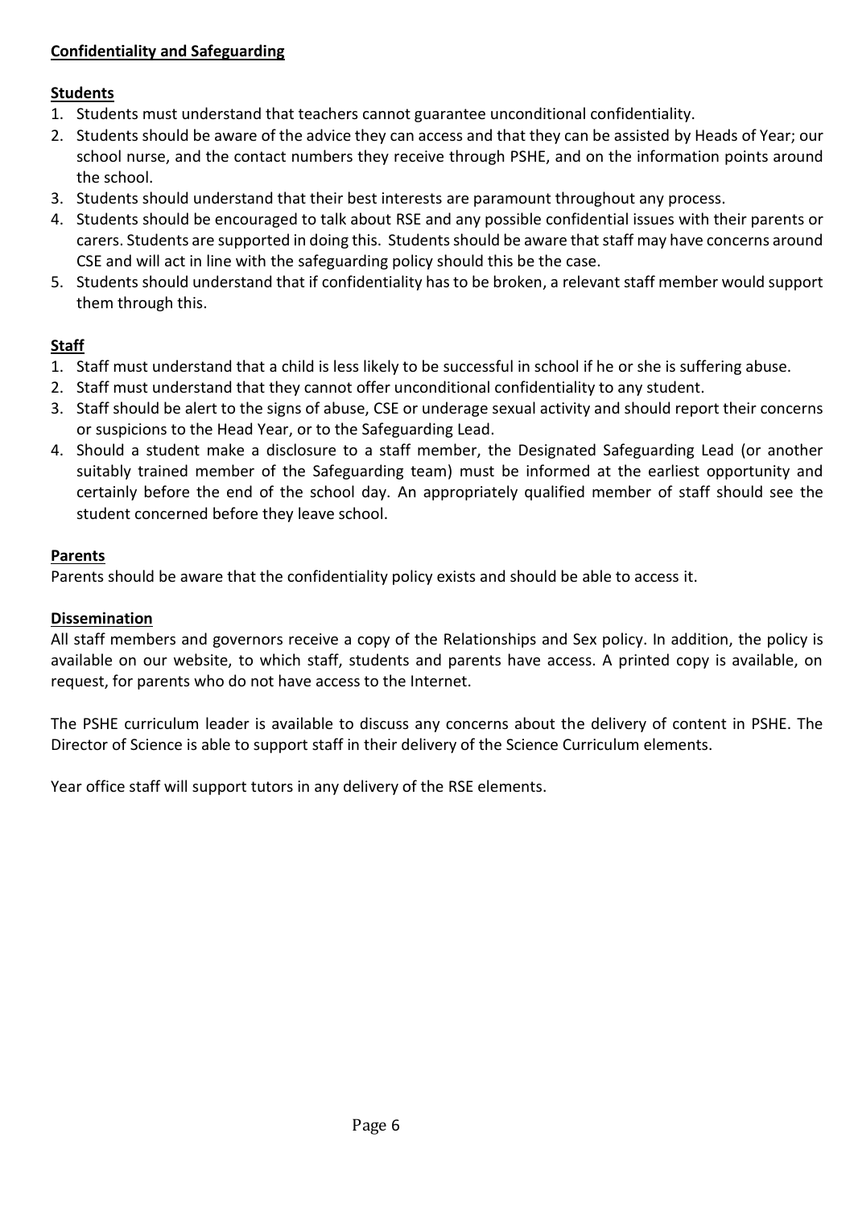## **Confidentiality and Safeguarding**

### **Students**

1. Students must understand that teachers cannot guarantee unconditional confidentiality.
2. Students should be aware of the advice they can access and that they can be assisted by Heads of Year; our school nurse, and the contact numbers they receive through PSHE, and on the information points around the school.
3. Students should understand that their best interests are paramount throughout any process.
4. Students should be encouraged to talk about RSE and any possible confidential issues with their parents or carers. Students are supported in doing this. Students should be aware that staff may have concerns around CSE and will act in line with the safeguarding policy should this be the case.
5. Students should understand that if confidentiality has to be broken, a relevant staff member would support them through this.

### **Staff**

1. Staff must understand that a child is less likely to be successful in school if he or she is suffering abuse.
2. Staff must understand that they cannot offer unconditional confidentiality to any student.
3. Staff should be alert to the signs of abuse, CSE or underage sexual activity and should report their concerns or suspicions to the Head Year, or to the Safeguarding Lead.
4. Should a student make a disclosure to a staff member, the Designated Safeguarding Lead (or another suitably trained member of the Safeguarding team) must be informed at the earliest opportunity and certainly before the end of the school day. An appropriately qualified member of staff should see the student concerned before they leave school.

### **Parents**

Parents should be aware that the confidentiality policy exists and should be able to access it.

### **Dissemination**

All staff members and governors receive a copy of the Relationships and Sex policy. In addition, the policy is available on our website, to which staff, students and parents have access. A printed copy is available, on request, for parents who do not have access to the Internet.

The PSHE curriculum leader is available to discuss any concerns about the delivery of content in PSHE. The Director of Science is able to support staff in their delivery of the Science Curriculum elements.

Year office staff will support tutors in any delivery of the RSE elements.